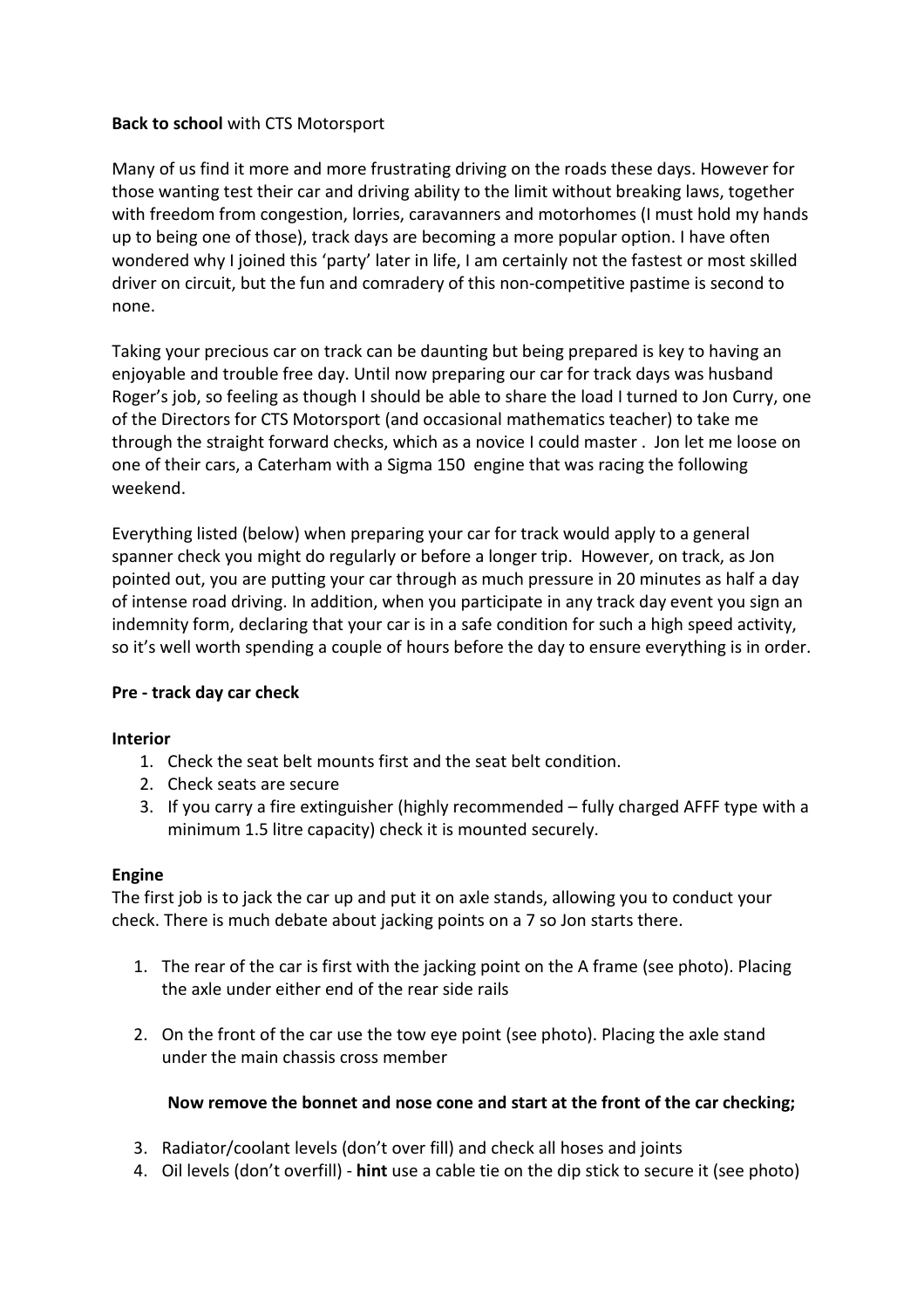**Back to school** with CTS Motorsport

Many of us find it more and more frustrating driving on the roads these days. However for those wanting test their car and driving ability to the limit without breaking laws, together with freedom from congestion, lorries, caravanners and motorhomes (I must hold my hands up to being one of those), track days are becoming a more popular option. I have often wondered why I joined this 'party' later in life, I am certainly not the fastest or most skilled driver on circuit, but the fun and comradery of this non-competitive pastime is second to none.

Taking your precious car on track can be daunting but being prepared is key to having an enjoyable and trouble free day. Until now preparing our car for track days was husband Roger's job, so feeling as though I should be able to share the load I turned to Jon Curry, one of the Directors for CTS Motorsport (and occasional mathematics teacher) to take me through the straight forward checks, which as a novice I could master . Jon let me loose on one of their cars, a Caterham with a Sigma 150 engine that was racing the following weekend.

Everything listed (below) when preparing your car for track would apply to a general spanner check you might do regularly or before a longer trip. However, on track, as Jon pointed out, you are putting your car through as much pressure in 20 minutes as half a day of intense road driving. In addition, when you participate in any track day event you sign an indemnity form, declaring that your car is in a safe condition for such a high speed activity, so it's well worth spending a couple of hours before the day to ensure everything is in order.

**Pre - track day car check**

**Interior**

1. Check the seat belt mounts first and the seat belt condition.
2. Check seats are secure
3. If you carry a fire extinguisher (highly recommended – fully charged AFFF type with a minimum 1.5 litre capacity) check it is mounted securely.

**Engine**

The first job is to jack the car up and put it on axle stands, allowing you to conduct your check. There is much debate about jacking points on a 7 so Jon starts there.

1. The rear of the car is first with the jacking point on the A frame (see photo). Placing the axle under either end of the rear side rails
2. On the front of the car use the tow eye point (see photo). Placing the axle stand under the main chassis cross member

**Now remove the bonnet and nose cone and start at the front of the car checking;**

3. Radiator/coolant levels (don't over fill) and check all hoses and joints
4. Oil levels (don't overfill) - **hint** use a cable tie on the dip stick to secure it (see photo)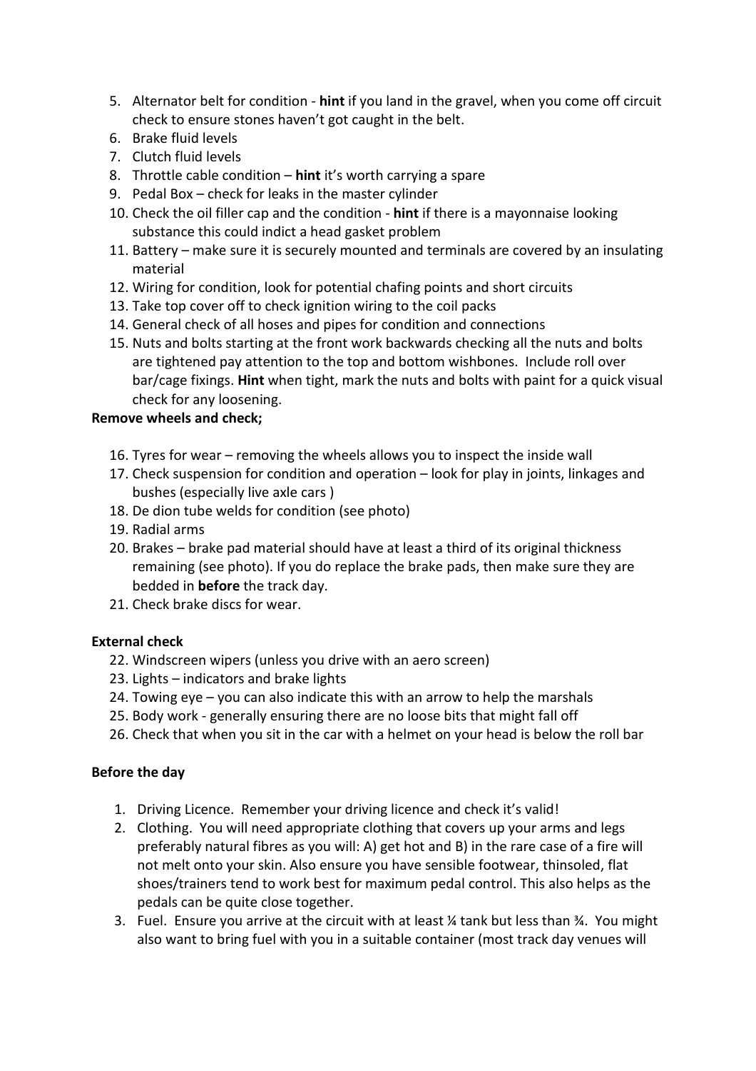5. Alternator belt for condition - **hint** if you land in the gravel, when you come off circuit check to ensure stones haven't got caught in the belt.
6. Brake fluid levels
7. Clutch fluid levels
8. Throttle cable condition – **hint** it's worth carrying a spare
9. Pedal Box – check for leaks in the master cylinder
10. Check the oil filler cap and the condition - **hint** if there is a mayonnaise looking substance this could indict a head gasket problem
11. Battery – make sure it is securely mounted and terminals are covered by an insulating material
12. Wiring for condition, look for potential chafing points and short circuits
13. Take top cover off to check ignition wiring to the coil packs
14. General check of all hoses and pipes for condition and connections
15. Nuts and bolts starting at the front work backwards checking all the nuts and bolts are tightened pay attention to the top and bottom wishbones. Include roll over bar/cage fixings. **Hint** when tight, mark the nuts and bolts with paint for a quick visual check for any loosening.

**Remove wheels and check;**

16. Tyres for wear – removing the wheels allows you to inspect the inside wall
17. Check suspension for condition and operation – look for play in joints, linkages and bushes (especially live axle cars )
18. De dion tube welds for condition (see photo)
19. Radial arms
20. Brakes – brake pad material should have at least a third of its original thickness remaining (see photo). If you do replace the brake pads, then make sure they are bedded in **before** the track day.
21. Check brake discs for wear.

**External check**

22. Windscreen wipers (unless you drive with an aero screen)
23. Lights – indicators and brake lights
24. Towing eye – you can also indicate this with an arrow to help the marshals
25. Body work - generally ensuring there are no loose bits that might fall off
26. Check that when you sit in the car with a helmet on your head is below the roll bar

**Before the day**

1. Driving Licence. Remember your driving licence and check it's valid!
2. Clothing. You will need appropriate clothing that covers up your arms and legs preferably natural fibres as you will: A) get hot and B) in the rare case of a fire will not melt onto your skin. Also ensure you have sensible footwear, thinsoled, flat shoes/trainers tend to work best for maximum pedal control. This also helps as the pedals can be quite close together.
3. Fuel. Ensure you arrive at the circuit with at least ¼ tank but less than ¾. You might also want to bring fuel with you in a suitable container (most track day venues will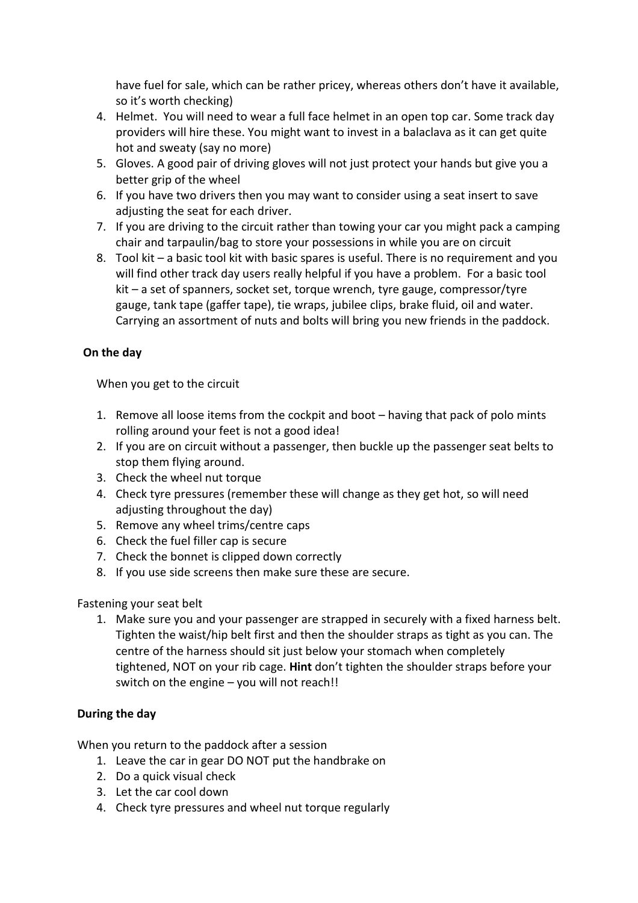have fuel for sale, which can be rather pricey, whereas others don't have it available, so it's worth checking)

4. Helmet. You will need to wear a full face helmet in an open top car. Some track day providers will hire these. You might want to invest in a balaclava as it can get quite hot and sweaty (say no more)
5. Gloves. A good pair of driving gloves will not just protect your hands but give you a better grip of the wheel
6. If you have two drivers then you may want to consider using a seat insert to save adjusting the seat for each driver.
7. If you are driving to the circuit rather than towing your car you might pack a camping chair and tarpaulin/bag to store your possessions in while you are on circuit
8. Tool kit – a basic tool kit with basic spares is useful. There is no requirement and you will find other track day users really helpful if you have a problem. For a basic tool kit – a set of spanners, socket set, torque wrench, tyre gauge, compressor/tyre gauge, tank tape (gaffer tape), tie wraps, jubilee clips, brake fluid, oil and water. Carrying an assortment of nuts and bolts will bring you new friends in the paddock.

**On the day**

When you get to the circuit

1. Remove all loose items from the cockpit and boot – having that pack of polo mints rolling around your feet is not a good idea!
2. If you are on circuit without a passenger, then buckle up the passenger seat belts to stop them flying around.
3. Check the wheel nut torque
4. Check tyre pressures (remember these will change as they get hot, so will need adjusting throughout the day)
5. Remove any wheel trims/centre caps
6. Check the fuel filler cap is secure
7. Check the bonnet is clipped down correctly
8. If you use side screens then make sure these are secure.

Fastening your seat belt

1. Make sure you and your passenger are strapped in securely with a fixed harness belt. Tighten the waist/hip belt first and then the shoulder straps as tight as you can. The centre of the harness should sit just below your stomach when completely tightened, NOT on your rib cage. **Hint** don't tighten the shoulder straps before your switch on the engine – you will not reach!!

**During the day**

When you return to the paddock after a session

1. Leave the car in gear DO NOT put the handbrake on
2. Do a quick visual check
3. Let the car cool down
4. Check tyre pressures and wheel nut torque regularly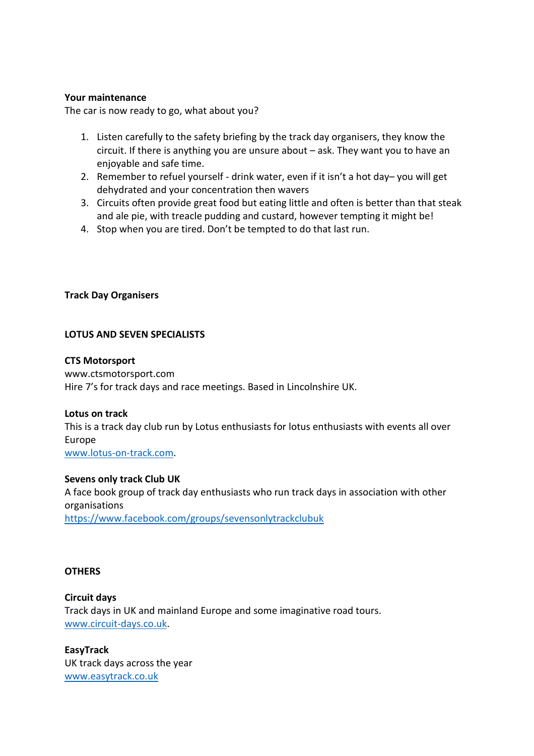**Your maintenance**

The car is now ready to go, what about you?

1. Listen carefully to the safety briefing by the track day organisers, they know the circuit. If there is anything you are unsure about – ask. They want you to have an enjoyable and safe time.
2. Remember to refuel yourself - drink water, even if it isn't a hot day– you will get dehydrated and your concentration then wavers
3. Circuits often provide great food but eating little and often is better than that steak and ale pie, with treacle pudding and custard, however tempting it might be!
4. Stop when you are tired. Don't be tempted to do that last run.

**Track Day Organisers**

**LOTUS AND SEVEN SPECIALISTS**

**CTS Motorsport**
www.ctsmotorsport.com
Hire 7's for track days and race meetings. Based in Lincolnshire UK.

**Lotus on track**
This is a track day club run by Lotus enthusiasts for lotus enthusiasts with events all over Europe
www.lotus-on-track.com.

**Sevens only track Club UK**
A face book group of track day enthusiasts who run track days in association with other organisations
https://www.facebook.com/groups/sevensonlytrackclubuk

**OTHERS**

**Circuit days**
Track days in UK and mainland Europe and some imaginative road tours.
www.circuit-days.co.uk.

**EasyTrack**
UK track days across the year
www.easytrack.co.uk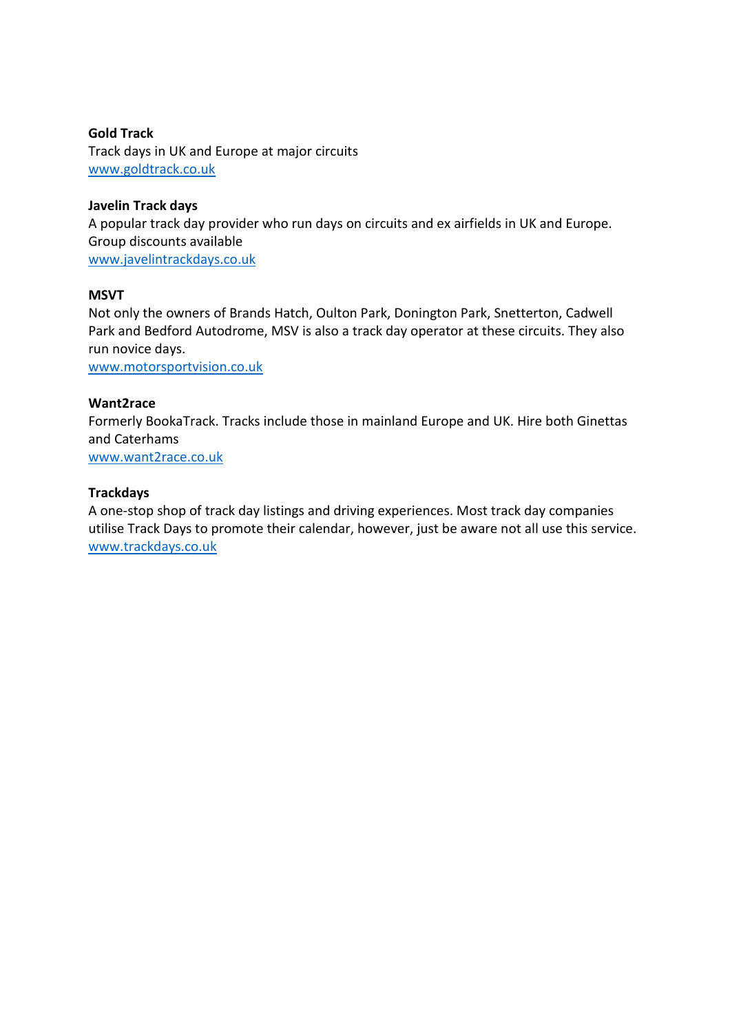**Gold Track**
Track days in UK and Europe at major circuits
www.goldtrack.co.uk

**Javelin Track days**
A popular track day provider who run days on circuits and ex airfields in UK and Europe. Group discounts available
www.javelintrackdays.co.uk

**MSVT**
Not only the owners of Brands Hatch, Oulton Park, Donington Park, Snetterton, Cadwell Park and Bedford Autodrome, MSV is also a track day operator at these circuits. They also run novice days.
www.motorsportvision.co.uk

**Want2race**
Formerly BookaTrack. Tracks include those in mainland Europe and UK. Hire both Ginettas and Caterhams
www.want2race.co.uk

**Trackdays**
A one-stop shop of track day listings and driving experiences. Most track day companies utilise Track Days to promote their calendar, however, just be aware not all use this service.
www.trackdays.co.uk